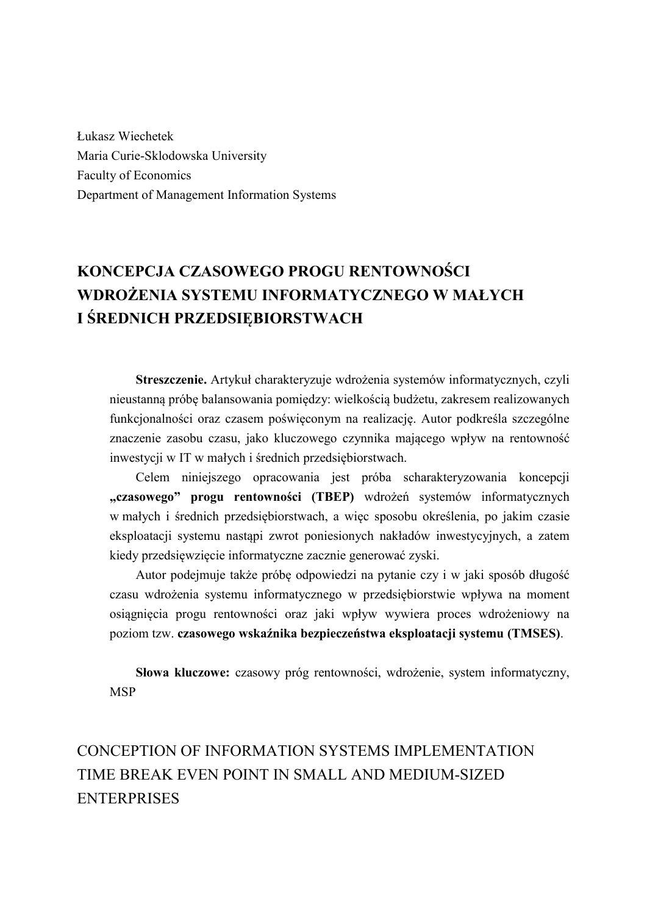Łukasz Wiechetek
Maria Curie-Sklodowska University
Faculty of Economics
Department of Management Information Systems

# KONCEPCJA CZASOWEGO PROGU RENTOWNOŚCI WDROŻENIA SYSTEMU INFORMATYCZNEGO W MAŁYCH I ŚREDNICH PRZEDSIĘBIORSTWACH

**Streszczenie.** Artykuł charakteryzuje wdrożenia systemów informatycznych, czyli nieustanną próbę balansowania pomiędzy: wielkością budżetu, zakresem realizowanych funkcjonalności oraz czasem poświęconym na realizację. Autor podkreśla szczególne znaczenie zasobu czasu, jako kluczowego czynnika mającego wpływ na rentowność inwestycji w IT w małych i średnich przedsiębiorstwach.

Celem niniejszego opracowania jest próba scharakteryzowania koncepcji **„czasowego" progu rentowności (TBEP)** wdrożeń systemów informatycznych w małych i średnich przedsiębiorstwach, a więc sposobu określenia, po jakim czasie eksploatacji systemu nastąpi zwrot poniesionych nakładów inwestycyjnych, a zatem kiedy przedsięwzięcie informatyczne zacznie generować zyski.

Autor podejmuje także próbę odpowiedzi na pytanie czy i w jaki sposób długość czasu wdrożenia systemu informatycznego w przedsiębiorstwie wpływa na moment osiągnięcia progu rentowności oraz jaki wpływ wywiera proces wdrożeniowy na poziom tzw. **czasowego wskaźnika bezpieczeństwa eksploatacji systemu (TMSES)**.

**Słowa kluczowe:** czasowy próg rentowności, wdrożenie, system informatyczny, MSP

# CONCEPTION OF INFORMATION SYSTEMS IMPLEMENTATION TIME BREAK EVEN POINT IN SMALL AND MEDIUM-SIZED ENTERPRISES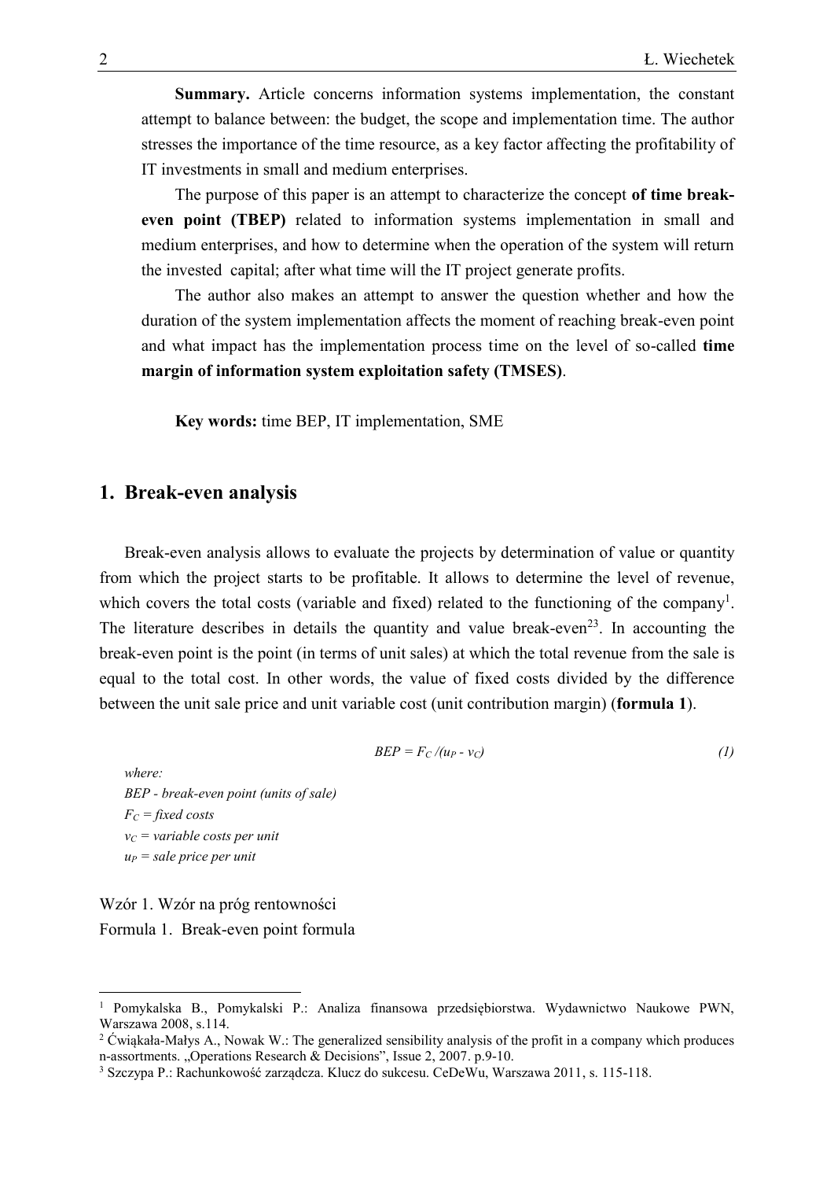**Summary.** Article concerns information systems implementation, the constant attempt to balance between: the budget, the scope and implementation time. The author stresses the importance of the time resource, as a key factor affecting the profitability of IT investments in small and medium enterprises.

The purpose of this paper is an attempt to characterize the concept **of time break-even point (TBEP)** related to information systems implementation in small and medium enterprises, and how to determine when the operation of the system will return the invested capital; after what time will the IT project generate profits.

The author also makes an attempt to answer the question whether and how the duration of the system implementation affects the moment of reaching break-even point and what impact has the implementation process time on the level of so-called **time margin of information system exploitation safety (TMSES)**.

**Key words:** time BEP, IT implementation, SME

## 1. Break-even analysis

Break-even analysis allows to evaluate the projects by determination of value or quantity from which the project starts to be profitable. It allows to determine the level of revenue, which covers the total costs (variable and fixed) related to the functioning of the company[1]. The literature describes in details the quantity and value break-even[2][3]. In accounting the break-even point is the point (in terms of unit sales) at which the total revenue from the sale is equal to the total cost. In other words, the value of fixed costs divided by the difference between the unit sale price and unit variable cost (unit contribution margin) (**formula 1**).

$$BEP = F_C /(u_P - v_C) \tag{1}$$

*where:*
*BEP - break-even point (units of sale)*
*$F_C$ = fixed costs*
*$v_C$ = variable costs per unit*
*$u_P$ = sale price per unit*

Wzór 1. Wzór na próg rentowności
Formula 1. Break-even point formula

[1] Pomykalska B., Pomykalski P.: Analiza finansowa przedsiębiorstwa. Wydawnictwo Naukowe PWN, Warszawa 2008, s.114.
[2] Ćwiąkała-Małys A., Nowak W.: The generalized sensibility analysis of the profit in a company which produces n-assortments. „Operations Research & Decisions", Issue 2, 2007. p.9-10.
[3] Szczypa P.: Rachunkowość zarządcza. Klucz do sukcesu. CeDeWu, Warszawa 2011, s. 115-118.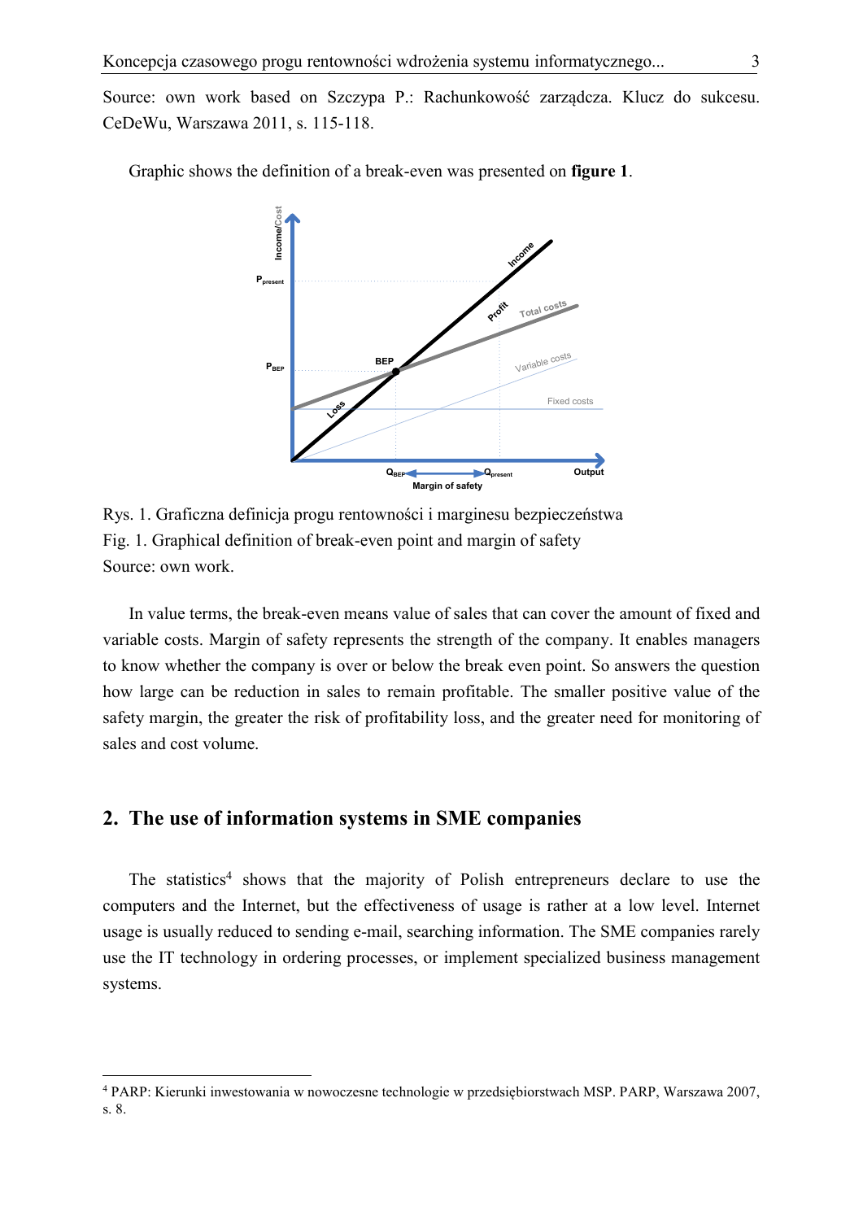Source: own work based on Szczypa P.: Rachunkowość zarządcza. Klucz do sukcesu. CeDeWu, Warszawa 2011, s. 115-118.

Graphic shows the definition of a break-even was presented on **figure 1**.

Rys. 1. Graficzna definicja progu rentowności i marginesu bezpieczeństwa
Fig. 1. Graphical definition of break-even point and margin of safety
Source: own work.

In value terms, the break-even means value of sales that can cover the amount of fixed and variable costs. Margin of safety represents the strength of the company. It enables managers to know whether the company is over or below the break even point. So answers the question how large can be reduction in sales to remain profitable. The smaller positive value of the safety margin, the greater the risk of profitability loss, and the greater need for monitoring of sales and cost volume.

## 2. The use of information systems in SME companies

The statistics[4] shows that the majority of Polish entrepreneurs declare to use the computers and the Internet, but the effectiveness of usage is rather at a low level. Internet usage is usually reduced to sending e-mail, searching information. The SME companies rarely use the IT technology in ordering processes, or implement specialized business management systems.

---

[4] PARP: Kierunki inwestowania w nowoczesne technologie w przedsiębiorstwach MSP. PARP, Warszawa 2007, s. 8.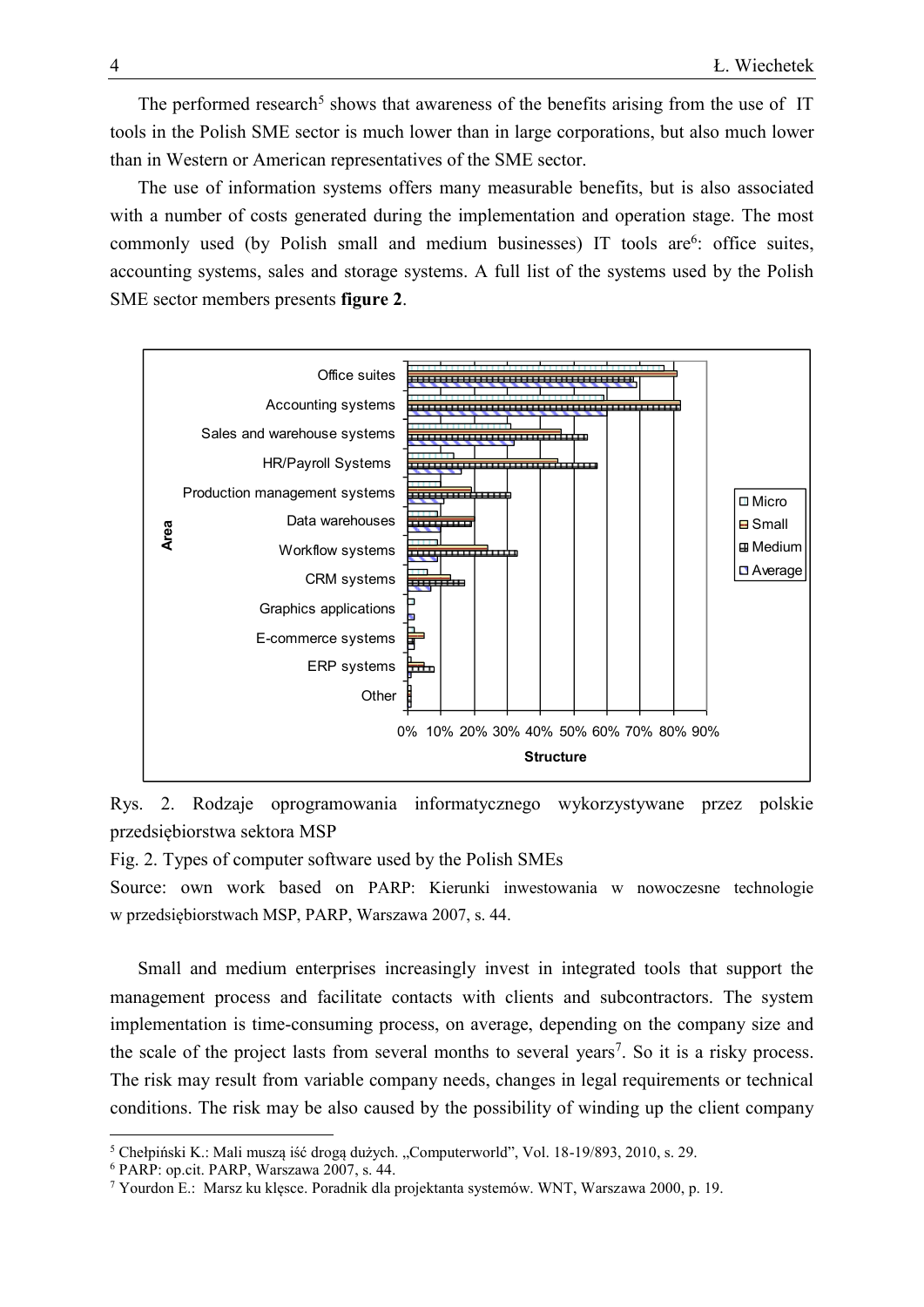The performed research[5] shows that awareness of the benefits arising from the use of IT tools in the Polish SME sector is much lower than in large corporations, but also much lower than in Western or American representatives of the SME sector.

The use of information systems offers many measurable benefits, but is also associated with a number of costs generated during the implementation and operation stage. The most commonly used (by Polish small and medium businesses) IT tools are[6]: office suites, accounting systems, sales and storage systems. A full list of the systems used by the Polish SME sector members presents **figure 2**.

Rys. 2. Rodzaje oprogramowania informatycznego wykorzystywane przez polskie przedsiębiorstwa sektora MSP

Fig. 2. Types of computer software used by the Polish SMEs

Source: own work based on PARP: Kierunki inwestowania w nowoczesne technologie w przedsiębiorstwach MSP, PARP, Warszawa 2007, s. 44.

Small and medium enterprises increasingly invest in integrated tools that support the management process and facilitate contacts with clients and subcontractors. The system implementation is time-consuming process, on average, depending on the company size and the scale of the project lasts from several months to several years[7]. So it is a risky process. The risk may result from variable company needs, changes in legal requirements or technical conditions. The risk may be also caused by the possibility of winding up the client company

---

[5] Chełpiński K.: Mali muszą iść drogą dużych. „Computerworld", Vol. 18-19/893, 2010, s. 29.

[6] PARP: op.cit. PARP, Warszawa 2007, s. 44.

[7] Yourdon E.: Marsz ku klęsce. Poradnik dla projektanta systemów. WNT, Warszawa 2000, p. 19.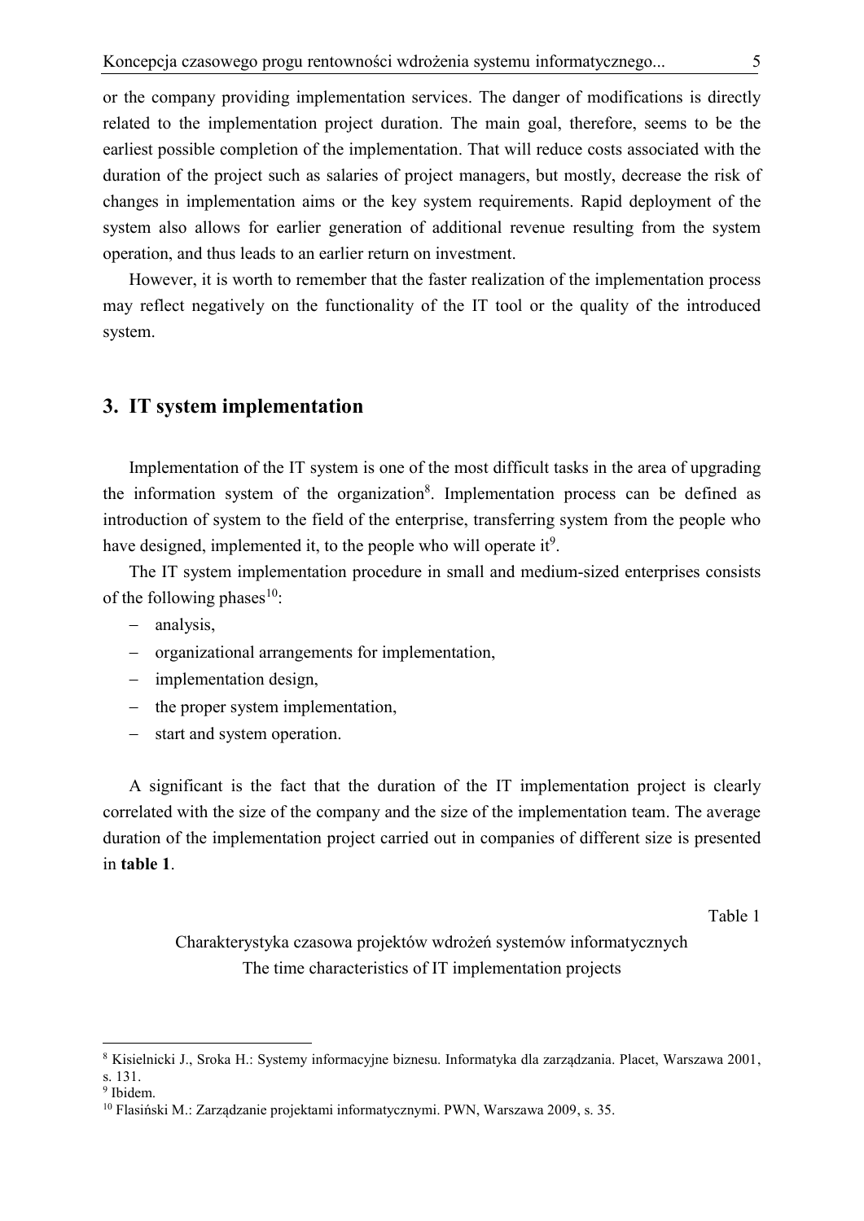or the company providing implementation services. The danger of modifications is directly related to the implementation project duration. The main goal, therefore, seems to be the earliest possible completion of the implementation. That will reduce costs associated with the duration of the project such as salaries of project managers, but mostly, decrease the risk of changes in implementation aims or the key system requirements. Rapid deployment of the system also allows for earlier generation of additional revenue resulting from the system operation, and thus leads to an earlier return on investment.

However, it is worth to remember that the faster realization of the implementation process may reflect negatively on the functionality of the IT tool or the quality of the introduced system.

## 3. IT system implementation

Implementation of the IT system is one of the most difficult tasks in the area of upgrading the information system of the organization[8]. Implementation process can be defined as introduction of system to the field of the enterprise, transferring system from the people who have designed, implemented it, to the people who will operate it[9].

The IT system implementation procedure in small and medium-sized enterprises consists of the following phases[10]:

- analysis,
- organizational arrangements for implementation,
- implementation design,
- the proper system implementation,
- start and system operation.

A significant is the fact that the duration of the IT implementation project is clearly correlated with the size of the company and the size of the implementation team. The average duration of the implementation project carried out in companies of different size is presented in **table 1**.

Table 1

Charakterystyka czasowa projektów wdrożeń systemów informatycznych
The time characteristics of IT implementation projects

[8] Kisielnicki J., Sroka H.: Systemy informacyjne biznesu. Informatyka dla zarządzania. Placet, Warszawa 2001, s. 131.

[9] Ibidem.

[10] Flasiński M.: Zarządzanie projektami informatycznymi. PWN, Warszawa 2009, s. 35.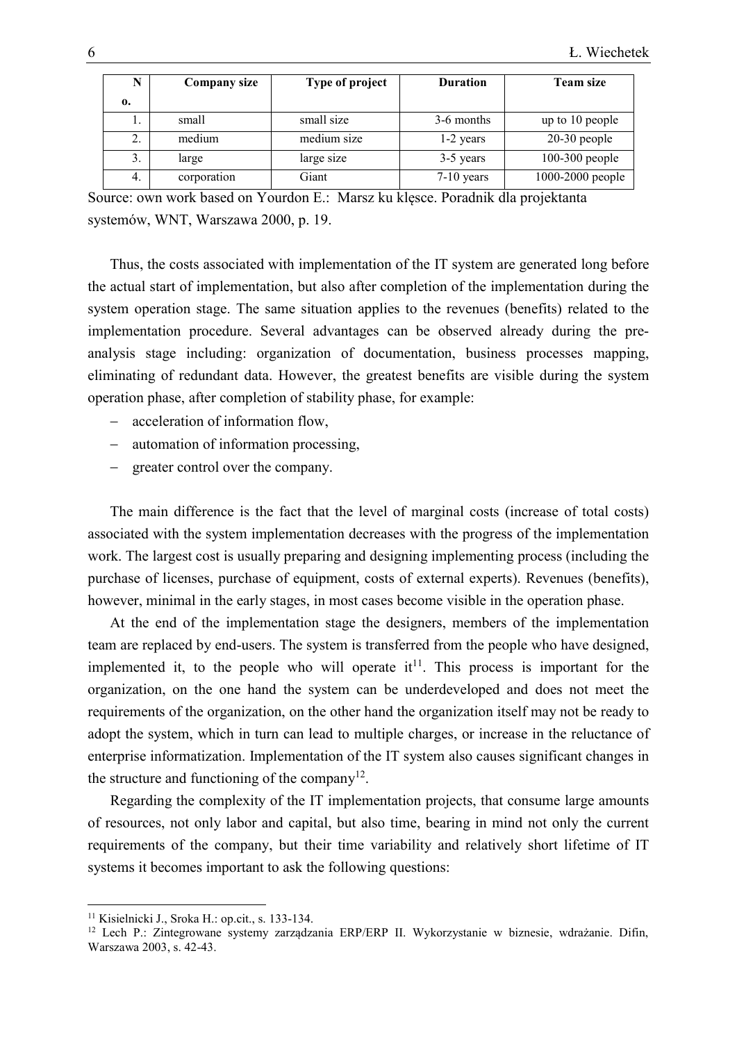| No. | Company size | Type of project | Duration | Team size |
|---|---|---|---|---|
| 1. | small | small size | 3-6 months | up to 10 people |
| 2. | medium | medium size | 1-2 years | 20-30 people |
| 3. | large | large size | 3-5 years | 100-300 people |
| 4. | corporation | Giant | 7-10 years | 1000-2000 people |

Source: own work based on Yourdon E.: Marsz ku klęsce. Poradnik dla projektanta systemów, WNT, Warszawa 2000, p. 19.

Thus, the costs associated with implementation of the IT system are generated long before the actual start of implementation, but also after completion of the implementation during the system operation stage. The same situation applies to the revenues (benefits) related to the implementation procedure. Several advantages can be observed already during the pre-analysis stage including: organization of documentation, business processes mapping, eliminating of redundant data. However, the greatest benefits are visible during the system operation phase, after completion of stability phase, for example:

- acceleration of information flow,
- automation of information processing,
- greater control over the company.

The main difference is the fact that the level of marginal costs (increase of total costs) associated with the system implementation decreases with the progress of the implementation work. The largest cost is usually preparing and designing implementing process (including the purchase of licenses, purchase of equipment, costs of external experts). Revenues (benefits), however, minimal in the early stages, in most cases become visible in the operation phase.

At the end of the implementation stage the designers, members of the implementation team are replaced by end-users. The system is transferred from the people who have designed, implemented it, to the people who will operate it[11]. This process is important for the organization, on the one hand the system can be underdeveloped and does not meet the requirements of the organization, on the other hand the organization itself may not be ready to adopt the system, which in turn can lead to multiple charges, or increase in the reluctance of enterprise informatization. Implementation of the IT system also causes significant changes in the structure and functioning of the company[12].

Regarding the complexity of the IT implementation projects, that consume large amounts of resources, not only labor and capital, but also time, bearing in mind not only the current requirements of the company, but their time variability and relatively short lifetime of IT systems it becomes important to ask the following questions:

[11] Kisielnicki J., Sroka H.: op.cit., s. 133-134.

[12] Lech P.: Zintegrowane systemy zarządzania ERP/ERP II. Wykorzystanie w biznesie, wdrażanie. Difin, Warszawa 2003, s. 42-43.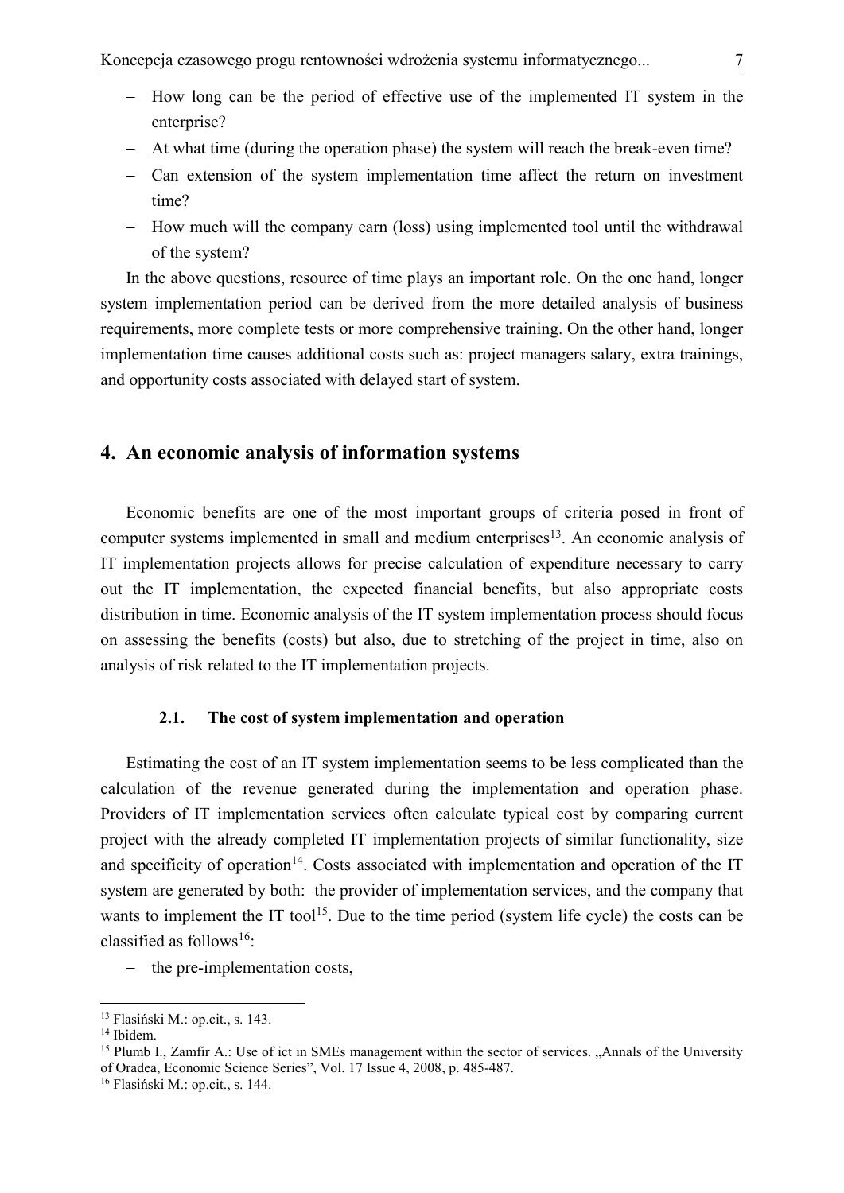- How long can be the period of effective use of the implemented IT system in the enterprise?
- At what time (during the operation phase) the system will reach the break-even time?
- Can extension of the system implementation time affect the return on investment time?
- How much will the company earn (loss) using implemented tool until the withdrawal of the system?

In the above questions, resource of time plays an important role. On the one hand, longer system implementation period can be derived from the more detailed analysis of business requirements, more complete tests or more comprehensive training. On the other hand, longer implementation time causes additional costs such as: project managers salary, extra trainings, and opportunity costs associated with delayed start of system.

## 4. An economic analysis of information systems

Economic benefits are one of the most important groups of criteria posed in front of computer systems implemented in small and medium enterprises[13]. An economic analysis of IT implementation projects allows for precise calculation of expenditure necessary to carry out the IT implementation, the expected financial benefits, but also appropriate costs distribution in time. Economic analysis of the IT system implementation process should focus on assessing the benefits (costs) but also, due to stretching of the project in time, also on analysis of risk related to the IT implementation projects.

### 2.1. The cost of system implementation and operation

Estimating the cost of an IT system implementation seems to be less complicated than the calculation of the revenue generated during the implementation and operation phase. Providers of IT implementation services often calculate typical cost by comparing current project with the already completed IT implementation projects of similar functionality, size and specificity of operation[14]. Costs associated with implementation and operation of the IT system are generated by both: the provider of implementation services, and the company that wants to implement the IT tool[15]. Due to the time period (system life cycle) the costs can be classified as follows[16]:

- the pre-implementation costs,

---

[13] Flasiński M.: op.cit., s. 143.

[14] Ibidem.

[15] Plumb I., Zamfir A.: Use of ict in SMEs management within the sector of services. „Annals of the University of Oradea, Economic Science Series", Vol. 17 Issue 4, 2008, p. 485-487.

[16] Flasiński M.: op.cit., s. 144.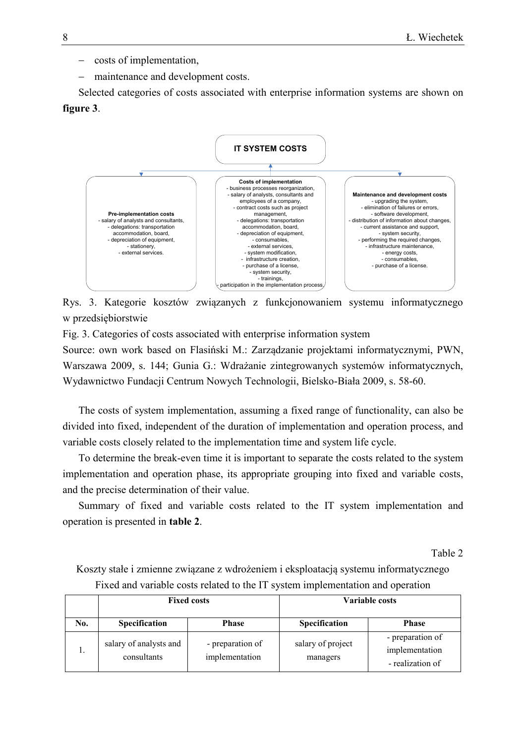- costs of implementation,
- maintenance and development costs.

Selected categories of costs associated with enterprise information systems are shown on **figure 3**.

**IT SYSTEM COSTS**

**Pre-implementation costs**
- salary of analysts and consultants,
- delegations: transportation accommodation, board,
- depreciation of equipment,
- stationery,
- external services.

**Costs of implementation**
- business processes reorganization,
- salary of analysts, consultants and employees of a company,
- contract costs such as project management,
- delegations: transportation accommodation, board,
- depreciation of equipment,
- consumables,
- external services,
- system modification,
- infrastructure creation,
- purchase of a license,
- system security,
- trainings,
- participation in the implementation process.

**Maintenance and development costs**
- upgrading the system,
- elimination of failures or errors,
- software development,
- distribution of information about changes,
- current assistance and support,
- system security,
- performing the required changes,
- infrastructure maintenance,
- energy costs,
- consumables,
- purchase of a license.

Rys. 3. Kategorie kosztów związanych z funkcjonowaniem systemu informatycznego w przedsiębiorstwie

Fig. 3. Categories of costs associated with enterprise information system

Source: own work based on Flasiński M.: Zarządzanie projektami informatycznymi, PWN, Warszawa 2009, s. 144; Gunia G.: Wdrażanie zintegrowanych systemów informatycznych, Wydawnictwo Fundacji Centrum Nowych Technologii, Bielsko-Biała 2009, s. 58-60.

The costs of system implementation, assuming a fixed range of functionality, can also be divided into fixed, independent of the duration of implementation and operation process, and variable costs closely related to the implementation time and system life cycle.

To determine the break-even time it is important to separate the costs related to the system implementation and operation phase, its appropriate grouping into fixed and variable costs, and the precise determination of their value.

Summary of fixed and variable costs related to the IT system implementation and operation is presented in **table 2**.

Table 2

Koszty stałe i zmienne związane z wdrożeniem i eksploatacją systemu informatycznego

Fixed and variable costs related to the IT system implementation and operation

| | **Fixed costs** | | **Variable costs** | |
|---|---|---|---|---|
| **No.** | **Specification** | **Phase** | **Specification** | **Phase** |
| 1. | salary of analysts and consultants | - preparation of implementation | salary of project managers | - preparation of implementation<br>- realization of |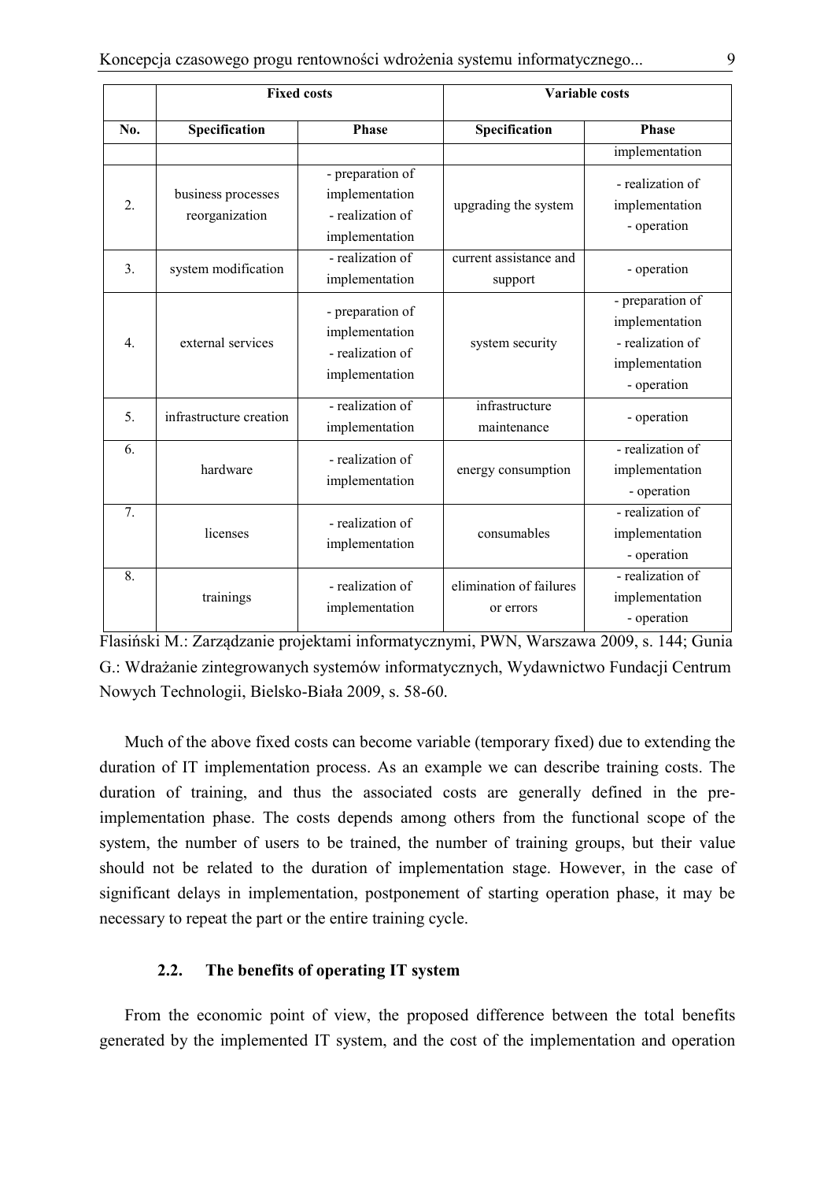| | Fixed costs | | Variable costs | |
|---|---|---|---|---|
| No. | Specification | Phase | Specification | Phase |
| | | | | implementation |
| 2. | business processes reorganization | - preparation of implementation - realization of implementation | upgrading the system | - realization of implementation - operation |
| 3. | system modification | - realization of implementation | current assistance and support | - operation |
| 4. | external services | - preparation of implementation - realization of implementation | system security | - preparation of implementation - realization of implementation - operation |
| 5. | infrastructure creation | - realization of implementation | infrastructure maintenance | - operation |
| 6. | hardware | - realization of implementation | energy consumption | - realization of implementation - operation |
| 7. | licenses | - realization of implementation | consumables | - realization of implementation - operation |
| 8. | trainings | - realization of implementation | elimination of failures or errors | - realization of implementation - operation |

Flasiński M.: Zarządzanie projektami informatycznymi, PWN, Warszawa 2009, s. 144; Gunia G.: Wdrażanie zintegrowanych systemów informatycznych, Wydawnictwo Fundacji Centrum Nowych Technologii, Bielsko-Biała 2009, s. 58-60.

Much of the above fixed costs can become variable (temporary fixed) due to extending the duration of IT implementation process. As an example we can describe training costs. The duration of training, and thus the associated costs are generally defined in the pre-implementation phase. The costs depends among others from the functional scope of the system, the number of users to be trained, the number of training groups, but their value should not be related to the duration of implementation stage. However, in the case of significant delays in implementation, postponement of starting operation phase, it may be necessary to repeat the part or the entire training cycle.

### 2.2. The benefits of operating IT system

From the economic point of view, the proposed difference between the total benefits generated by the implemented IT system, and the cost of the implementation and operation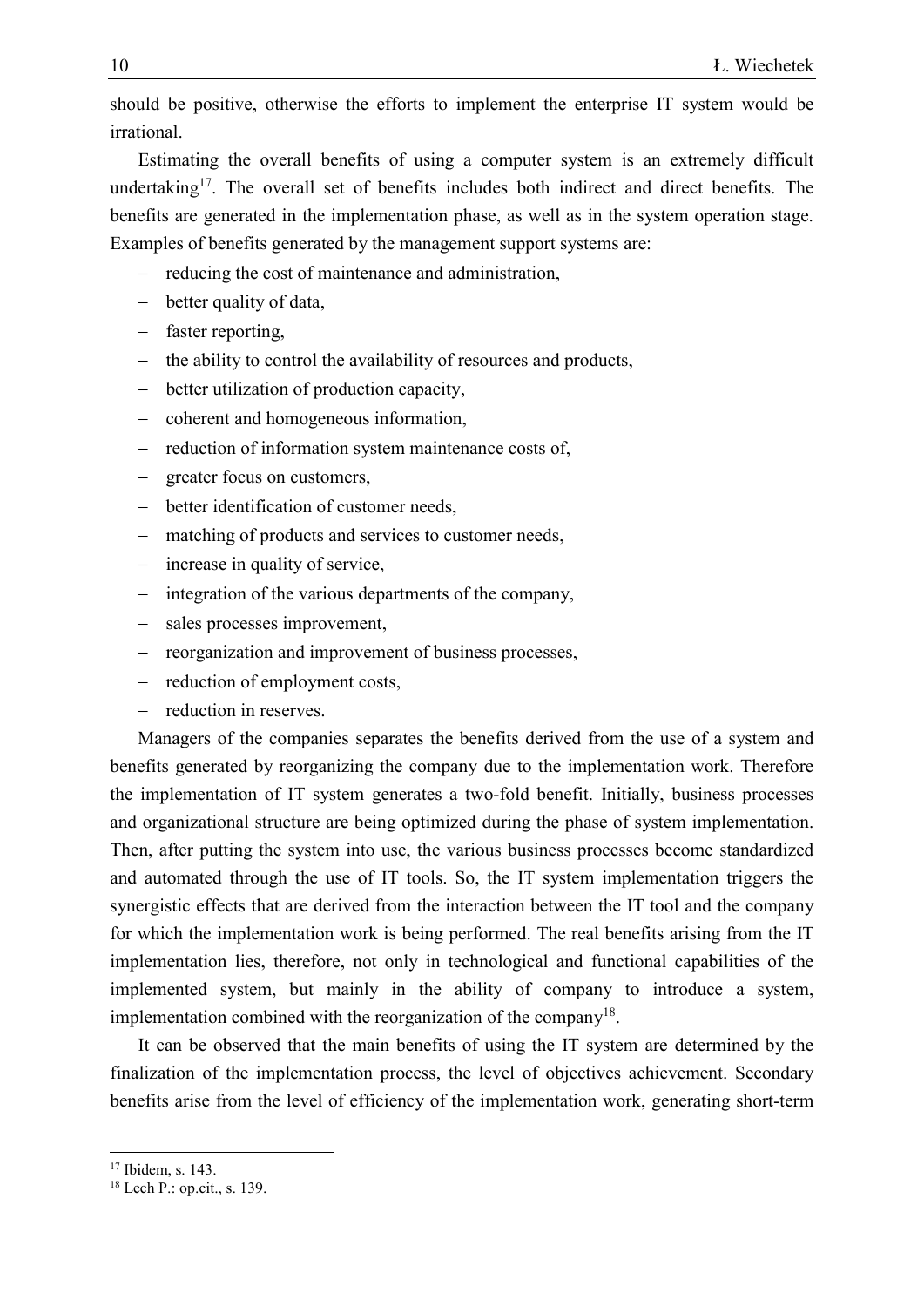should be positive, otherwise the efforts to implement the enterprise IT system would be irrational.

Estimating the overall benefits of using a computer system is an extremely difficult undertaking[17]. The overall set of benefits includes both indirect and direct benefits. The benefits are generated in the implementation phase, as well as in the system operation stage. Examples of benefits generated by the management support systems are:

- reducing the cost of maintenance and administration,
- better quality of data,
- faster reporting,
- the ability to control the availability of resources and products,
- better utilization of production capacity,
- coherent and homogeneous information,
- reduction of information system maintenance costs of,
- greater focus on customers,
- better identification of customer needs,
- matching of products and services to customer needs,
- increase in quality of service,
- integration of the various departments of the company,
- sales processes improvement,
- reorganization and improvement of business processes,
- reduction of employment costs,
- reduction in reserves.

Managers of the companies separates the benefits derived from the use of a system and benefits generated by reorganizing the company due to the implementation work. Therefore the implementation of IT system generates a two-fold benefit. Initially, business processes and organizational structure are being optimized during the phase of system implementation. Then, after putting the system into use, the various business processes become standardized and automated through the use of IT tools. So, the IT system implementation triggers the synergistic effects that are derived from the interaction between the IT tool and the company for which the implementation work is being performed. The real benefits arising from the IT implementation lies, therefore, not only in technological and functional capabilities of the implemented system, but mainly in the ability of company to introduce a system, implementation combined with the reorganization of the company[18].

It can be observed that the main benefits of using the IT system are determined by the finalization of the implementation process, the level of objectives achievement. Secondary benefits arise from the level of efficiency of the implementation work, generating short-term

[17] Ibidem, s. 143.

[18] Lech P.: op.cit., s. 139.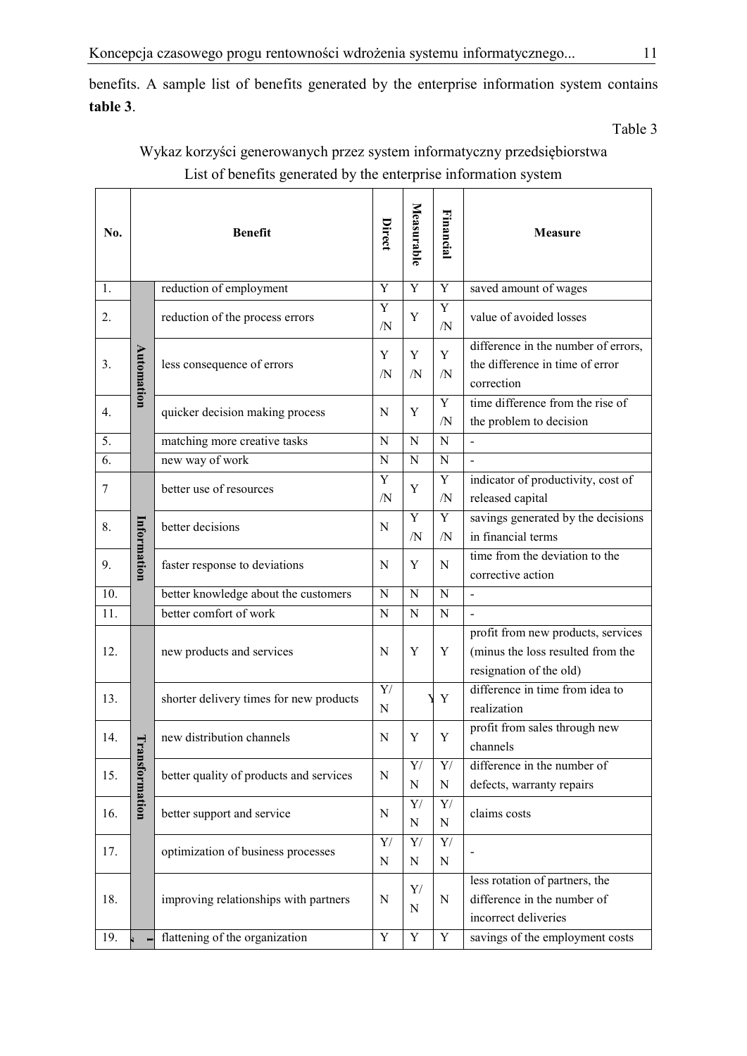benefits. A sample list of benefits generated by the enterprise information system contains **table 3**.

Table 3

Wykaz korzyści generowanych przez system informatyczny przedsiębiorstwa
List of benefits generated by the enterprise information system

| No. | | Benefit | Direct | Measurable | Financial | Measure |
|---|---|---|---|---|---|---|
| 1. | Automation | reduction of employment | Y | Y | Y | saved amount of wages |
| 2. | | reduction of the process errors | Y/N | Y | Y/N | value of avoided losses |
| 3. | | less consequence of errors | Y/N | Y/N | Y/N | difference in the number of errors, the difference in time of error correction |
| 4. | | quicker decision making process | N | Y | Y/N | time difference from the rise of the problem to decision |
| 5. | | matching more creative tasks | N | N | N | - |
| 6. | | new way of work | N | N | N | - |
| 7 | Information | better use of resources | Y/N | Y | Y/N | indicator of productivity, cost of released capital |
| 8. | | better decisions | N | Y/N | Y/N | savings generated by the decisions in financial terms |
| 9. | | faster response to deviations | N | Y | N | time from the deviation to the corrective action |
| 10. | | better knowledge about the customers | N | N | N | - |
| 11. | | better comfort of work | N | N | N | - |
| 12. | Transformation | new products and services | N | Y | Y | profit from new products, services (minus the loss resulted from the resignation of the old) |
| 13. | | shorter delivery times for new products | Y/N | Y | Y | difference in time from idea to realization |
| 14. | | new distribution channels | N | Y | Y | profit from sales through new channels |
| 15. | | better quality of products and services | N | Y/N | Y/N | difference in the number of defects, warranty repairs |
| 16. | | better support and service | N | Y/N | Y/N | claims costs |
| 17. | | optimization of business processes | Y/N | Y/N | Y/N | - |
| 18. | | improving relationships with partners | N | Y/N | N | less rotation of partners, the difference in the number of incorrect deliveries |
| 19. | | flattening of the organization | Y | Y | Y | savings of the employment costs |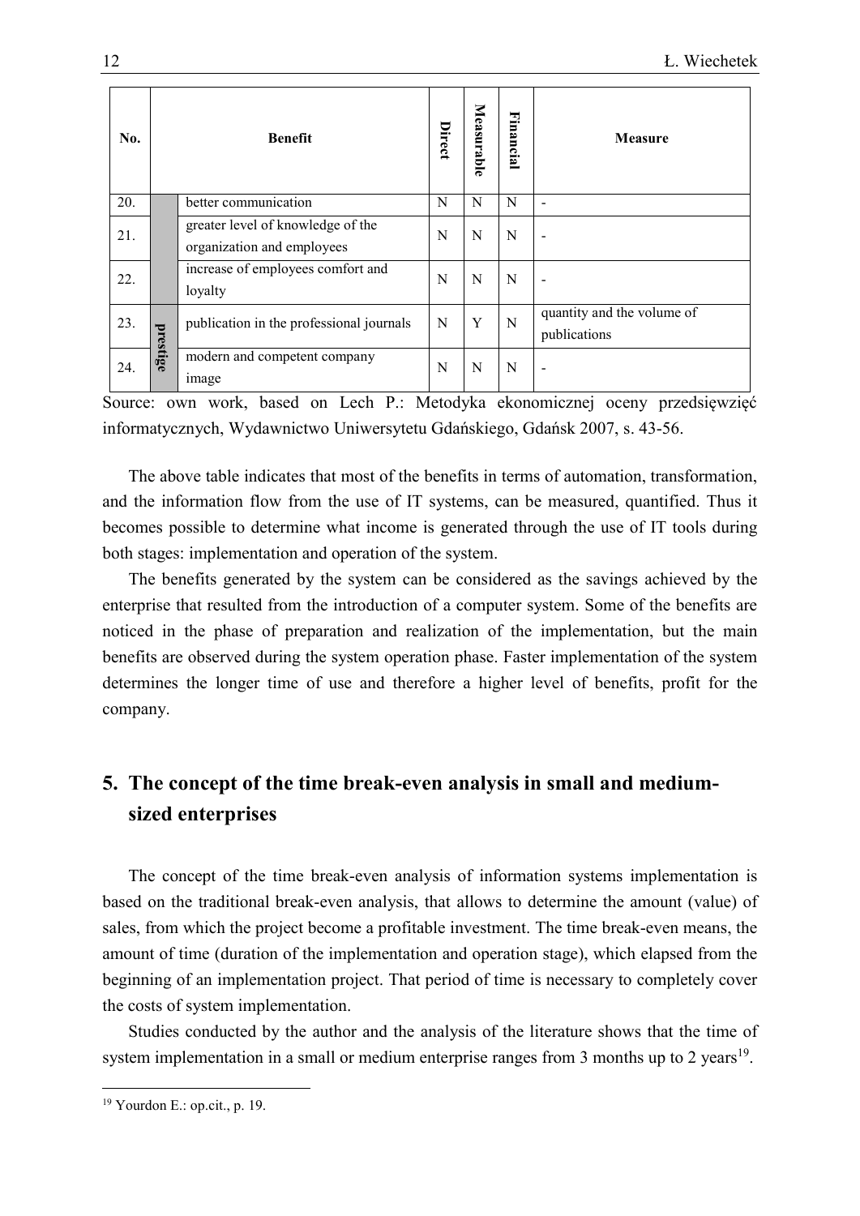| No. | | Benefit | Direct | Measurable | Financial | Measure |
|---|---|---|---|---|---|---|
| 20. | | better communication | N | N | N | - |
| 21. | | greater level of knowledge of the organization and employees | N | N | N | - |
| 22. | | increase of employees comfort and loyalty | N | N | N | - |
| 23. | prestige | publication in the professional journals | N | Y | N | quantity and the volume of publications |
| 24. | | modern and competent company image | N | N | N | - |

Source: own work, based on Lech P.: Metodyka ekonomicznej oceny przedsięwzięć informatycznych, Wydawnictwo Uniwersytetu Gdańskiego, Gdańsk 2007, s. 43-56.

The above table indicates that most of the benefits in terms of automation, transformation, and the information flow from the use of IT systems, can be measured, quantified. Thus it becomes possible to determine what income is generated through the use of IT tools during both stages: implementation and operation of the system.

The benefits generated by the system can be considered as the savings achieved by the enterprise that resulted from the introduction of a computer system. Some of the benefits are noticed in the phase of preparation and realization of the implementation, but the main benefits are observed during the system operation phase. Faster implementation of the system determines the longer time of use and therefore a higher level of benefits, profit for the company.

## 5. The concept of the time break-even analysis in small and medium-sized enterprises

The concept of the time break-even analysis of information systems implementation is based on the traditional break-even analysis, that allows to determine the amount (value) of sales, from which the project become a profitable investment. The time break-even means, the amount of time (duration of the implementation and operation stage), which elapsed from the beginning of an implementation project. That period of time is necessary to completely cover the costs of system implementation.

Studies conducted by the author and the analysis of the literature shows that the time of system implementation in a small or medium enterprise ranges from 3 months up to 2 years[19].

[19] Yourdon E.: op.cit., p. 19.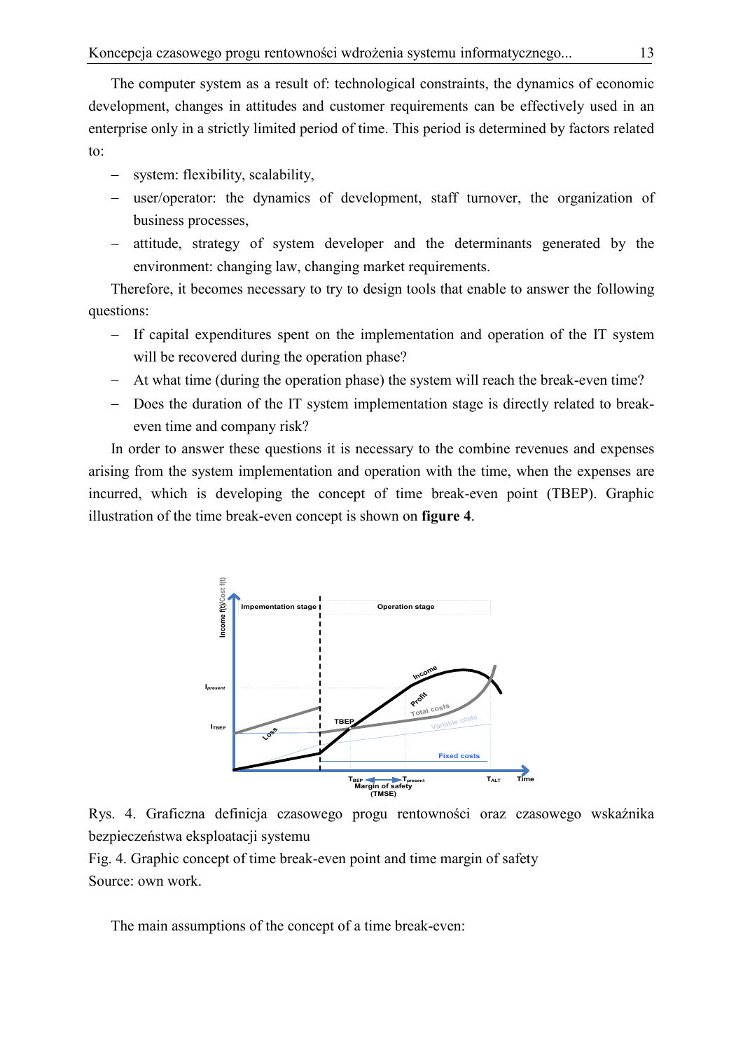The computer system as a result of: technological constraints, the dynamics of economic development, changes in attitudes and customer requirements can be effectively used in an enterprise only in a strictly limited period of time. This period is determined by factors related to:

- system: flexibility, scalability,
- user/operator: the dynamics of development, staff turnover, the organization of business processes,
- attitude, strategy of system developer and the determinants generated by the environment: changing law, changing market requirements.

Therefore, it becomes necessary to try to design tools that enable to answer the following questions:

- If capital expenditures spent on the implementation and operation of the IT system will be recovered during the operation phase?
- At what time (during the operation phase) the system will reach the break-even time?
- Does the duration of the IT system implementation stage is directly related to break-even time and company risk?

In order to answer these questions it is necessary to the combine revenues and expenses arising from the system implementation and operation with the time, when the expenses are incurred, which is developing the concept of time break-even point (TBEP). Graphic illustration of the time break-even concept is shown on **figure 4**.

Rys. 4. Graficzna definicja czasowego progu rentowności oraz czasowego wskaźnika bezpieczeństwa eksploatacji systemu

Fig. 4. Graphic concept of time break-even point and time margin of safety

Source: own work.

The main assumptions of the concept of a time break-even: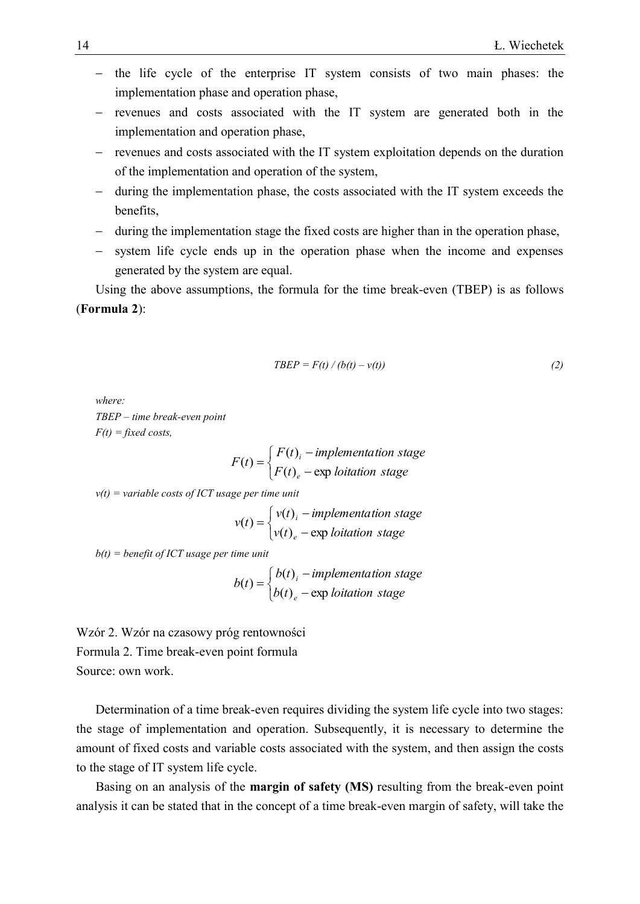- the life cycle of the enterprise IT system consists of two main phases: the implementation phase and operation phase,
- revenues and costs associated with the IT system are generated both in the implementation and operation phase,
- revenues and costs associated with the IT system exploitation depends on the duration of the implementation and operation of the system,
- during the implementation phase, the costs associated with the IT system exceeds the benefits,
- during the implementation stage the fixed costs are higher than in the operation phase,
- system life cycle ends up in the operation phase when the income and expenses generated by the system are equal.

Using the above assumptions, the formula for the time break-even (TBEP) is as follows (**Formula 2**):

$$TBEP = F(t) / (b(t) - v(t)) \tag{2}$$

*where:*

*TBEP – time break-even point*

*F(t) = fixed costs,*

$$F(t) = \begin{cases} F(t)_i - \textit{implementation stage} \\ F(t)_e - \exp \textit{loitation stage} \end{cases}$$

*v(t) = variable costs of ICT usage per time unit*

$$v(t) = \begin{cases} v(t)_i - \textit{implementation stage} \\ v(t)_e - \exp \textit{loitation stage} \end{cases}$$

*b(t) = benefit of ICT usage per time unit*

$$b(t) = \begin{cases} b(t)_i - \textit{implementation stage} \\ b(t)_e - \exp \textit{loitation stage} \end{cases}$$

Wzór 2. Wzór na czasowy próg rentowności
Formula 2. Time break-even point formula
Source: own work.

Determination of a time break-even requires dividing the system life cycle into two stages: the stage of implementation and operation. Subsequently, it is necessary to determine the amount of fixed costs and variable costs associated with the system, and then assign the costs to the stage of IT system life cycle.

Basing on an analysis of the **margin of safety (MS)** resulting from the break-even point analysis it can be stated that in the concept of a time break-even margin of safety, will take the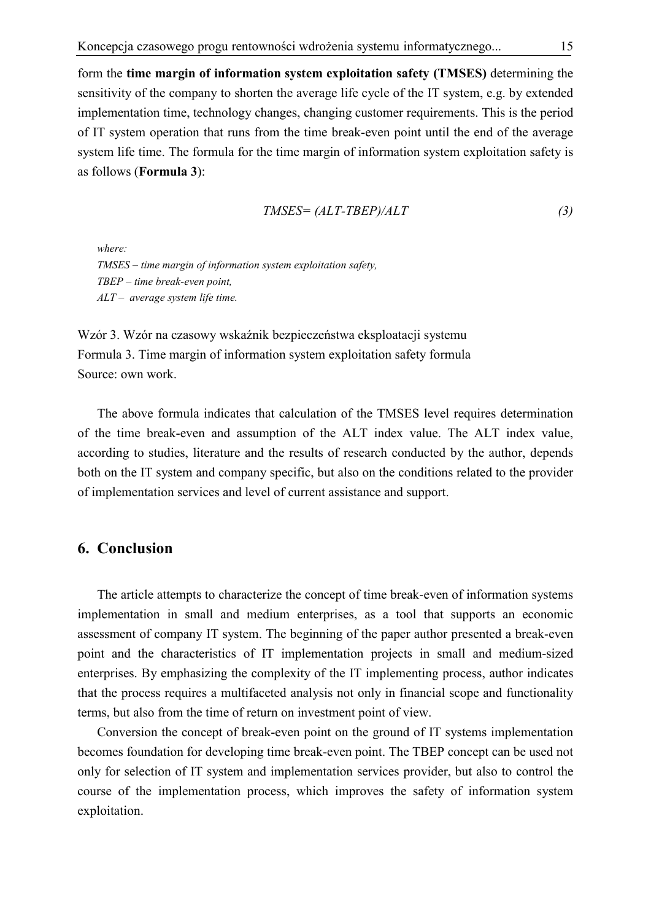form the **time margin of information system exploitation safety (TMSES)** determining the sensitivity of the company to shorten the average life cycle of the IT system, e.g. by extended implementation time, technology changes, changing customer requirements. This is the period of IT system operation that runs from the time break-even point until the end of the average system life time. The formula for the time margin of information system exploitation safety is as follows (**Formula 3**):

$$TMSES = (ALT - TBEP)/ALT \tag{3}$$

*where:*
*TMSES – time margin of information system exploitation safety,*
*TBEP – time break-even point,*
*ALT – average system life time.*

Wzór 3. Wzór na czasowy wskaźnik bezpieczeństwa eksploatacji systemu
Formula 3. Time margin of information system exploitation safety formula
Source: own work.

The above formula indicates that calculation of the TMSES level requires determination of the time break-even and assumption of the ALT index value. The ALT index value, according to studies, literature and the results of research conducted by the author, depends both on the IT system and company specific, but also on the conditions related to the provider of implementation services and level of current assistance and support.

## 6. Conclusion

The article attempts to characterize the concept of time break-even of information systems implementation in small and medium enterprises, as a tool that supports an economic assessment of company IT system. The beginning of the paper author presented a break-even point and the characteristics of IT implementation projects in small and medium-sized enterprises. By emphasizing the complexity of the IT implementing process, author indicates that the process requires a multifaceted analysis not only in financial scope and functionality terms, but also from the time of return on investment point of view.

Conversion the concept of break-even point on the ground of IT systems implementation becomes foundation for developing time break-even point. The TBEP concept can be used not only for selection of IT system and implementation services provider, but also to control the course of the implementation process, which improves the safety of information system exploitation.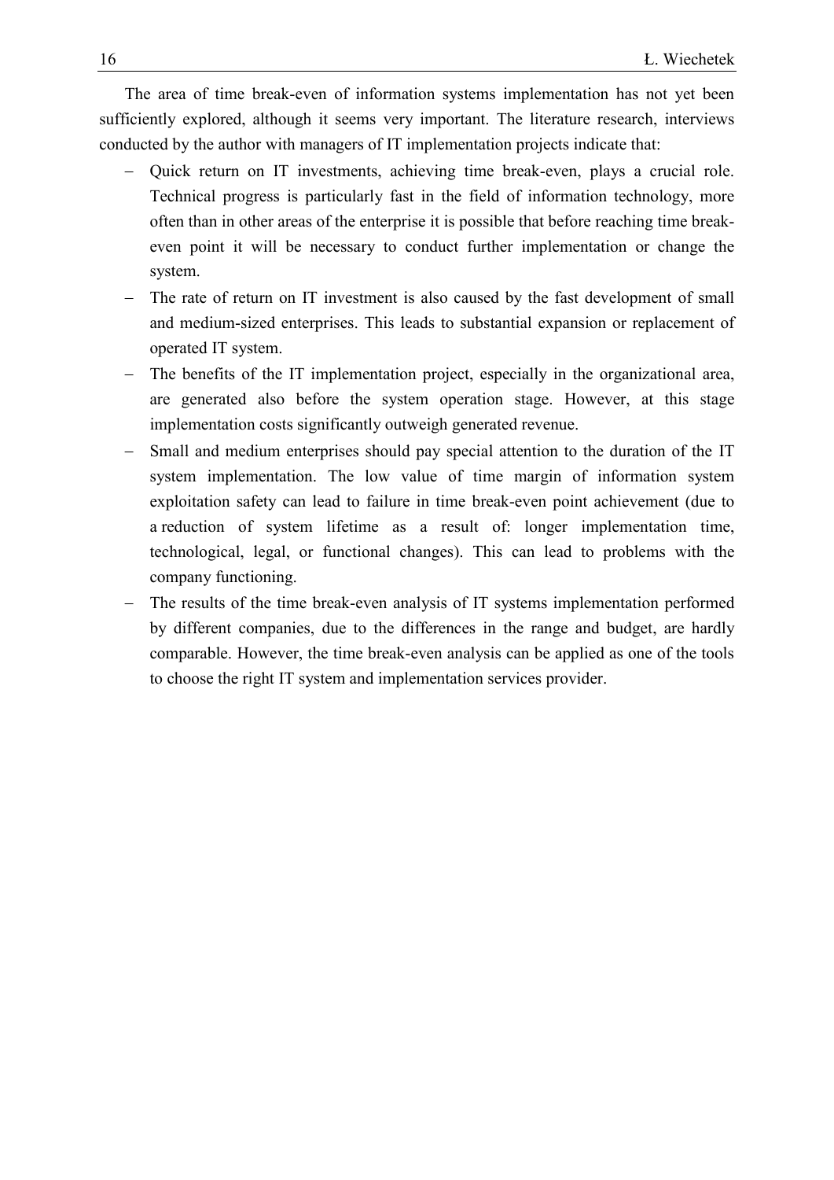The area of time break-even of information systems implementation has not yet been sufficiently explored, although it seems very important. The literature research, interviews conducted by the author with managers of IT implementation projects indicate that:

- Quick return on IT investments, achieving time break-even, plays a crucial role. Technical progress is particularly fast in the field of information technology, more often than in other areas of the enterprise it is possible that before reaching time break-even point it will be necessary to conduct further implementation or change the system.
- The rate of return on IT investment is also caused by the fast development of small and medium-sized enterprises. This leads to substantial expansion or replacement of operated IT system.
- The benefits of the IT implementation project, especially in the organizational area, are generated also before the system operation stage. However, at this stage implementation costs significantly outweigh generated revenue.
- Small and medium enterprises should pay special attention to the duration of the IT system implementation. The low value of time margin of information system exploitation safety can lead to failure in time break-even point achievement (due to a reduction of system lifetime as a result of: longer implementation time, technological, legal, or functional changes). This can lead to problems with the company functioning.
- The results of the time break-even analysis of IT systems implementation performed by different companies, due to the differences in the range and budget, are hardly comparable. However, the time break-even analysis can be applied as one of the tools to choose the right IT system and implementation services provider.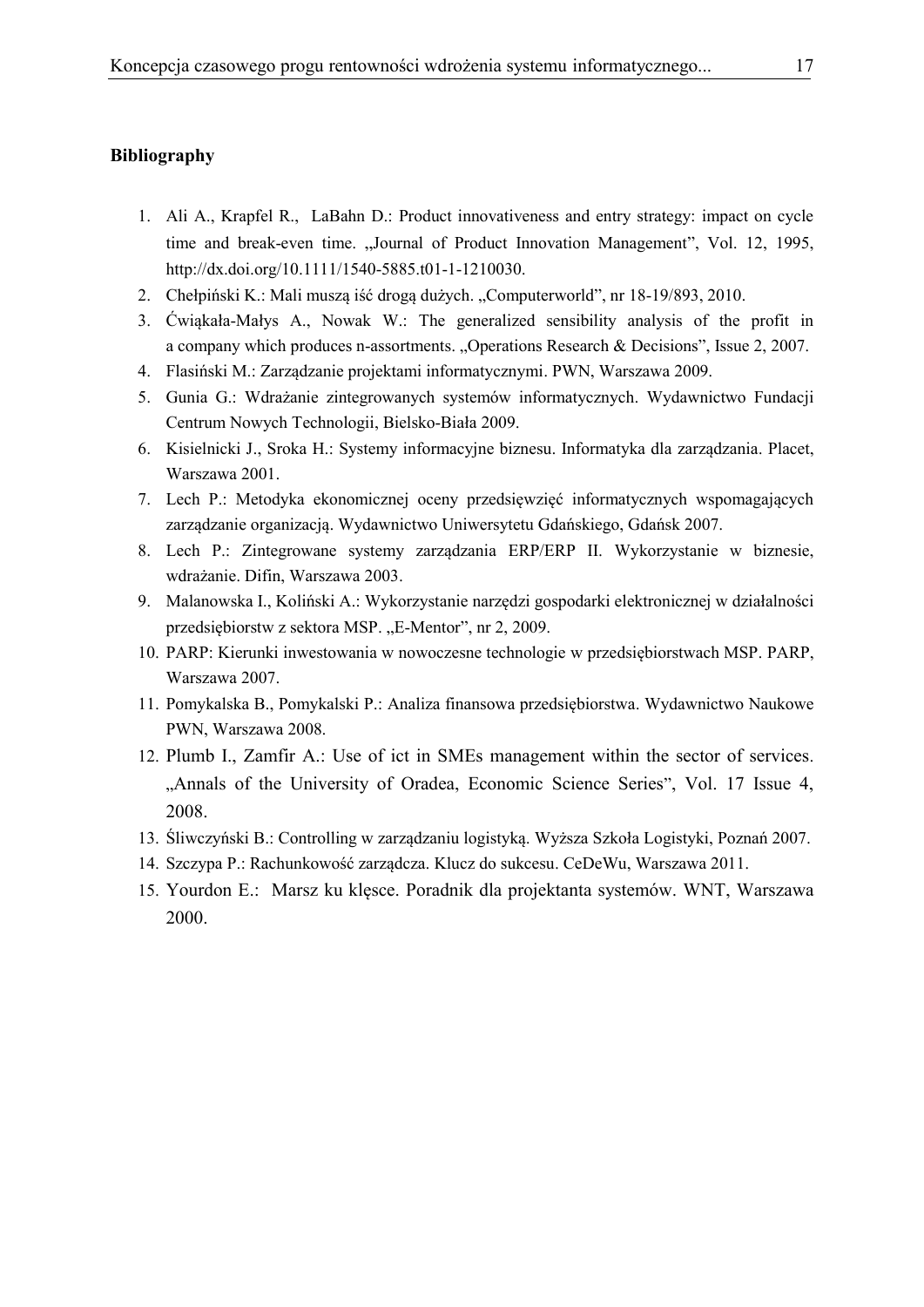## Bibliography

1. Ali A., Krapfel R., LaBahn D.: Product innovativeness and entry strategy: impact on cycle time and break-even time. „Journal of Product Innovation Management", Vol. 12, 1995, http://dx.doi.org/10.1111/1540-5885.t01-1-1210030.
2. Chełpiński K.: Mali muszą iść drogą dużych. „Computerworld", nr 18-19/893, 2010.
3. Ćwiąkała-Małys A., Nowak W.: The generalized sensibility analysis of the profit in a company which produces n-assortments. „Operations Research & Decisions", Issue 2, 2007.
4. Flasiński M.: Zarządzanie projektami informatycznymi. PWN, Warszawa 2009.
5. Gunia G.: Wdrażanie zintegrowanych systemów informatycznych. Wydawnictwo Fundacji Centrum Nowych Technologii, Bielsko-Biała 2009.
6. Kisielnicki J., Sroka H.: Systemy informacyjne biznesu. Informatyka dla zarządzania. Placet, Warszawa 2001.
7. Lech P.: Metodyka ekonomicznej oceny przedsięwzięć informatycznych wspomagających zarządzanie organizacją. Wydawnictwo Uniwersytetu Gdańskiego, Gdańsk 2007.
8. Lech P.: Zintegrowane systemy zarządzania ERP/ERP II. Wykorzystanie w biznesie, wdrażanie. Difin, Warszawa 2003.
9. Malanowska I., Koliński A.: Wykorzystanie narzędzi gospodarki elektronicznej w działalności przedsiębiorstw z sektora MSP. „E-Mentor", nr 2, 2009.
10. PARP: Kierunki inwestowania w nowoczesne technologie w przedsiębiorstwach MSP. PARP, Warszawa 2007.
11. Pomykalska B., Pomykalski P.: Analiza finansowa przedsiębiorstwa. Wydawnictwo Naukowe PWN, Warszawa 2008.
12. Plumb I., Zamfir A.: Use of ict in SMEs management within the sector of services. „Annals of the University of Oradea, Economic Science Series", Vol. 17 Issue 4, 2008.
13. Śliwczyński B.: Controlling w zarządzaniu logistyką. Wyższa Szkoła Logistyki, Poznań 2007.
14. Szczypa P.: Rachunkowość zarządcza. Klucz do sukcesu. CeDeWu, Warszawa 2011.
15. Yourdon E.: Marsz ku klęsce. Poradnik dla projektanta systemów. WNT, Warszawa 2000.